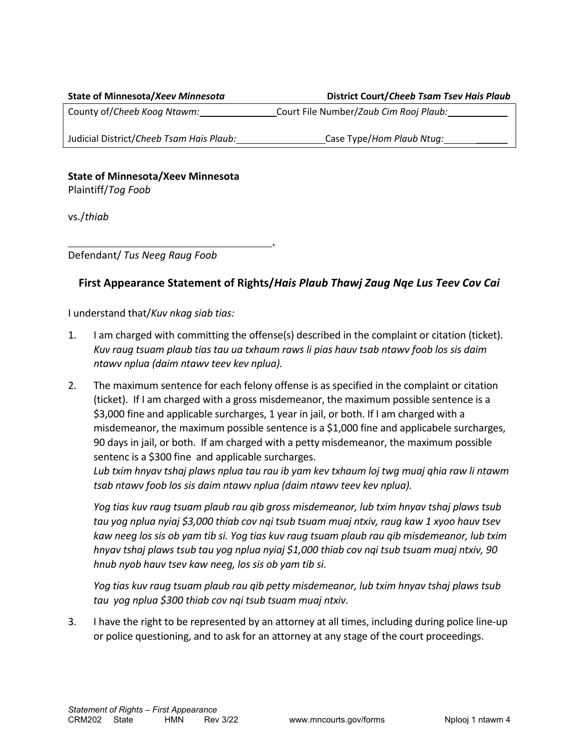**State of Minnesota/*Xeev Minnesota*** **District Court/*Cheeb Tsam Tsev Hais Plaub***

| County of/*Cheeb Koog Ntawm:* ____________ | Court File Number/*Zaub Cim Rooj Plaub:* ____________ |
|---|---|
| Judicial District/*Cheeb Tsam Hais Plaub:* ____________ | Case Type/*Hom Plaub Ntug:* ____________ |

**State of Minnesota/Xeev Minnesota**
Plaintiff/*Tog Foob*

vs./*thiab*

______________________________________,
Defendant/ *Tus Neeg Raug Foob*

## First Appearance Statement of Rights/*Hais Plaub Thawj Zaug Nqe Lus Teev Cov Cai*

I understand that/*Kuv nkag siab tias:*

1. I am charged with committing the offense(s) described in the complaint or citation (ticket).
   *Kuv raug tsuam plaub tias tau ua txhaum raws li pias hauv tsab ntawv foob los sis daim ntawv nplua (daim ntawv teev kev nplua).*

2. The maximum sentence for each felony offense is as specified in the complaint or citation (ticket). If I am charged with a gross misdemeanor, the maximum possible sentence is a $3,000 fine and applicable surcharges, 1 year in jail, or both. If I am charged with a misdemeanor, the maximum possible sentence is a $1,000 fine and applicabele surcharges, 90 days in jail, or both. If am charged with a petty misdemeanor, the maximum possible sentenc is a $300 fine and applicable surcharges.
   *Lub txim hnyav tshaj plaws nplua tau rau ib yam kev txhaum loj twg muaj qhia raw li ntawm tsab ntawv foob los sis daim ntawv nplua (daim ntawv teev kev nplua).*

   *Yog tias kuv raug tsuam plaub rau qib gross misdemeanor, lub txim hnyav tshaj plaws tsub tau yog nplua nyiaj $3,000 thiab cov nqi tsub tsuam muaj ntxiv, raug kaw 1 xyoo hauv tsev kaw neeg los sis ob yam tib si. Yog tias kuv raug tsuam plaub rau qib misdemeanor, lub txim hnyav tshaj plaws tsub tau yog nplua nyiaj $1,000 thiab cov nqi tsub tsuam muaj ntxiv, 90 hnub nyob hauv tsev kaw neeg, los sis ob yam tib si.*

   *Yog tias kuv raug tsuam plaub rau qib petty misdemeanor, lub txim hnyav tshaj plaws tsub tau yog nplua $300 thiab cov nqi tsub tsuam muaj ntxiv.*

3. I have the right to be represented by an attorney at all times, including during police line-up or police questioning, and to ask for an attorney at any stage of the court proceedings.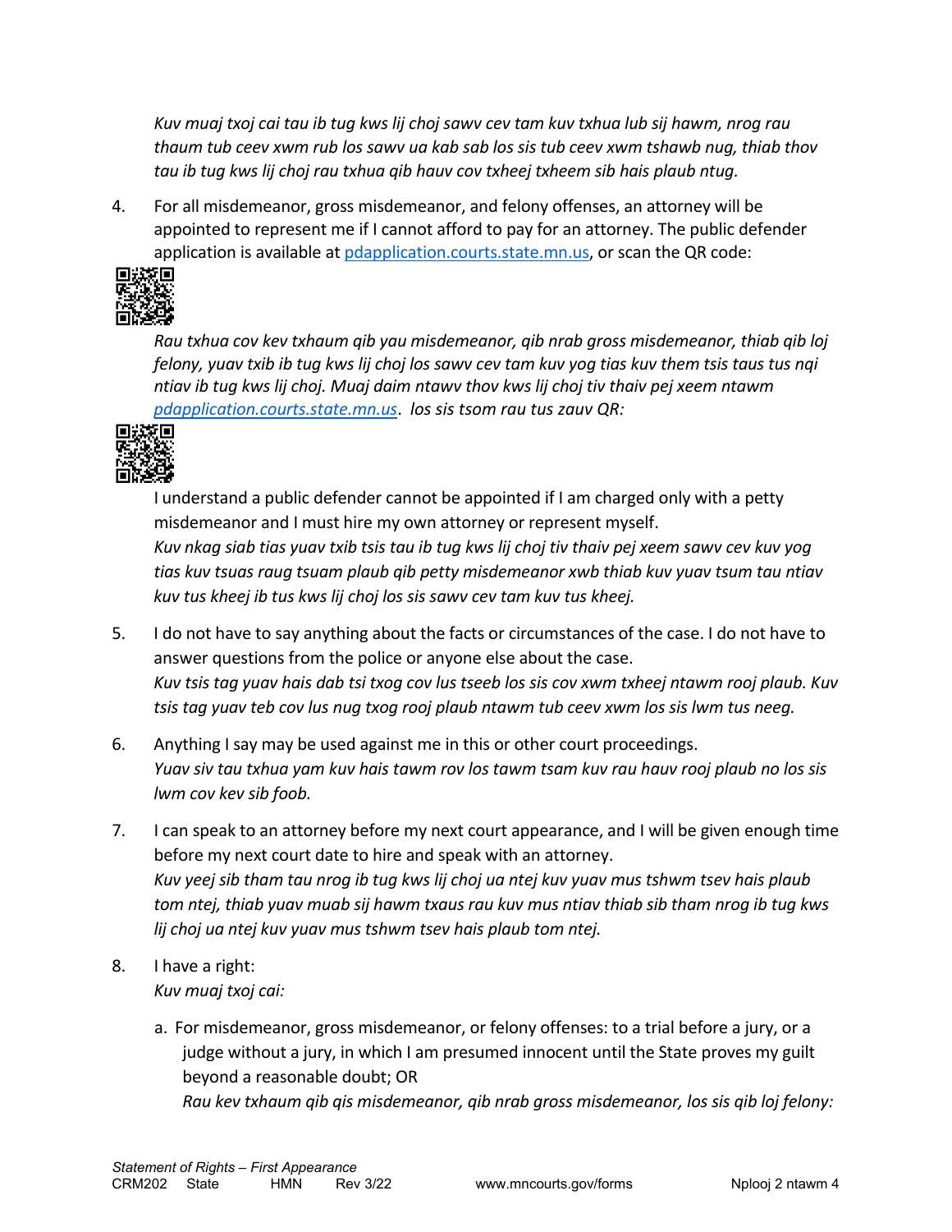*Kuv muaj txoj cai tau ib tug kws lij choj sawv cev tam kuv txhua lub sij hawm, nrog rau thaum tub ceev xwm rub los sawv ua kab sab los sis tub ceev xwm tshawb nug, thiab thov tau ib tug kws lij choj rau txhua qib hauv cov txheej txheem sib hais plaub ntug.*

4. For all misdemeanor, gross misdemeanor, and felony offenses, an attorney will be appointed to represent me if I cannot afford to pay for an attorney. The public defender application is available at [pdapplication.courts.state.mn.us](pdapplication.courts.state.mn.us), or scan the QR code:

   *Rau txhua cov kev txhaum qib yau misdemeanor, qib nrab gross misdemeanor, thiab qib loj felony, yuav txib ib tug kws lij choj los sawv cev tam kuv yog tias kuv them tsis taus tus nqi ntiav ib tug kws lij choj. Muaj daim ntawv thov kws lij choj tiv thaiv pej xeem ntawm [pdapplication.courts.state.mn.us](pdapplication.courts.state.mn.us). los sis tsom rau tus zauv QR:*

   I understand a public defender cannot be appointed if I am charged only with a petty misdemeanor and I must hire my own attorney or represent myself.
   *Kuv nkag siab tias yuav txib tsis tau ib tug kws lij choj tiv thaiv pej xeem sawv cev kuv yog tias kuv tsuas raug tsuam plaub qib petty misdemeanor xwb thiab kuv yuav tsum tau ntiav kuv tus kheej ib tus kws lij choj los sis sawv cev tam kuv tus kheej.*

5. I do not have to say anything about the facts or circumstances of the case. I do not have to answer questions from the police or anyone else about the case.
   *Kuv tsis tag yuav hais dab tsi txog cov lus tseeb los sis cov xwm txheej ntawm rooj plaub. Kuv tsis tag yuav teb cov lus nug txog rooj plaub ntawm tub ceev xwm los sis lwm tus neeg.*

6. Anything I say may be used against me in this or other court proceedings.
   *Yuav siv tau txhua yam kuv hais tawm rov los tawm tsam kuv rau hauv rooj plaub no los sis lwm cov kev sib foob.*

7. I can speak to an attorney before my next court appearance, and I will be given enough time before my next court date to hire and speak with an attorney.
   *Kuv yeej sib tham tau nrog ib tug kws lij choj ua ntej kuv yuav mus tshwm tsev hais plaub tom ntej, thiab yuav muab sij hawm txaus rau kuv mus ntiav thiab sib tham nrog ib tug kws lij choj ua ntej kuv yuav mus tshwm tsev hais plaub tom ntej.*

8. I have a right:
   *Kuv muaj txoj cai:*

   a. For misdemeanor, gross misdemeanor, or felony offenses: to a trial before a jury, or a judge without a jury, in which I am presumed innocent until the State proves my guilt beyond a reasonable doubt; OR
   *Rau kev txhaum qib qis misdemeanor, qib nrab gross misdemeanor, los sis qib loj felony:*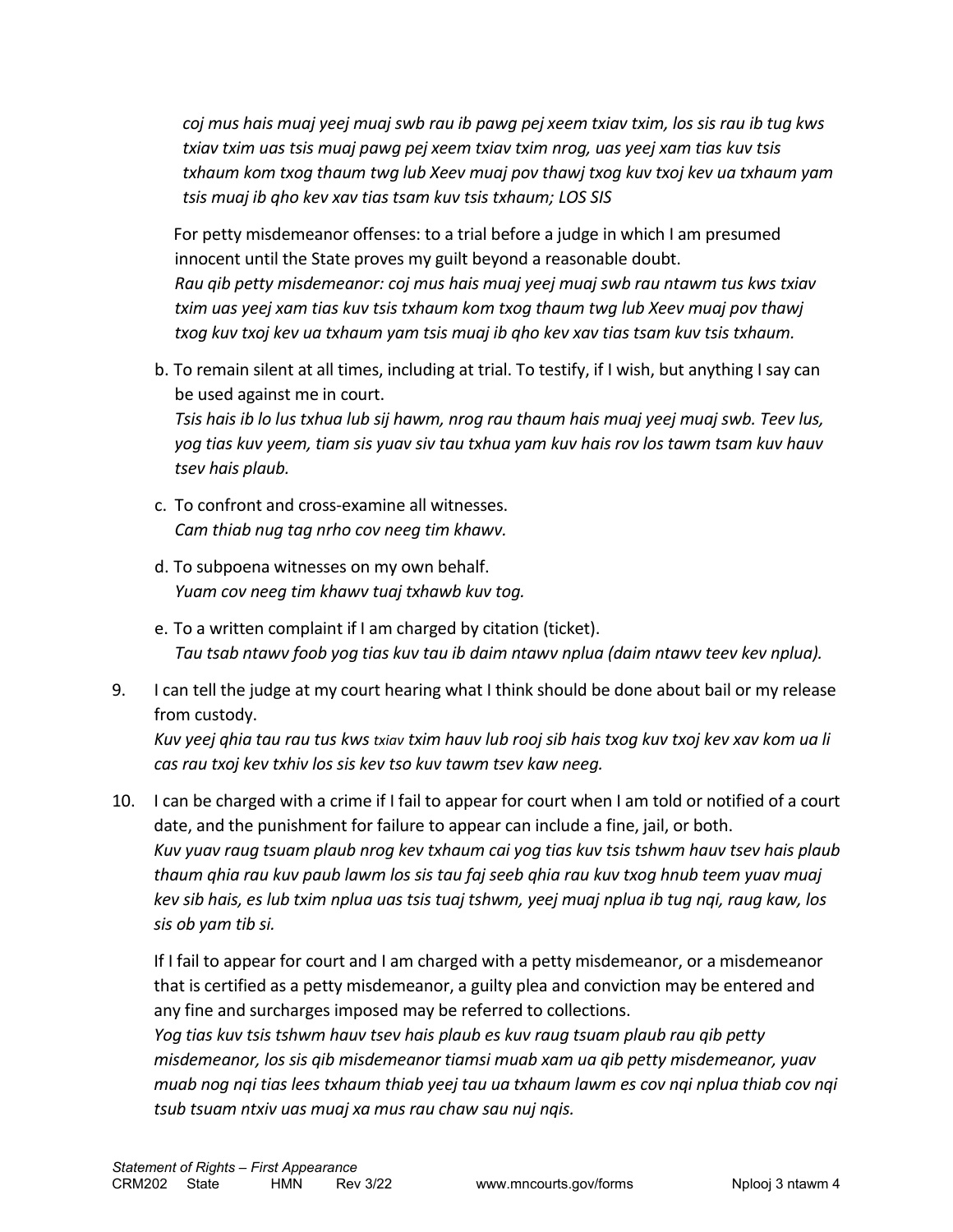*coj mus hais muaj yeej muaj swb rau ib pawg pej xeem txiav txim, los sis rau ib tug kws txiav txim uas tsis muaj pawg pej xeem txiav txim nrog, uas yeej xam tias kuv tsis txhaum kom txog thaum twg lub Xeev muaj pov thawj txog kuv txoj kev ua txhaum yam tsis muaj ib qho kev xav tias tsam kuv tsis txhaum; LOS SIS*

For petty misdemeanor offenses: to a trial before a judge in which I am presumed innocent until the State proves my guilt beyond a reasonable doubt.
*Rau qib petty misdemeanor: coj mus hais muaj yeej muaj swb rau ntawm tus kws txiav txim uas yeej xam tias kuv tsis txhaum kom txog thaum twg lub Xeev muaj pov thawj txog kuv txoj kev ua txhaum yam tsis muaj ib qho kev xav tias tsam kuv tsis txhaum.*

b. To remain silent at all times, including at trial. To testify, if I wish, but anything I say can be used against me in court.
*Tsis hais ib lo lus txhua lub sij hawm, nrog rau thaum hais muaj yeej muaj swb. Teev lus, yog tias kuv yeem, tiam sis yuav siv tau txhua yam kuv hais rov los tawm tsam kuv hauv tsev hais plaub.*

c. To confront and cross-examine all witnesses.
*Cam thiab nug tag nrho cov neeg tim khawv.*

d. To subpoena witnesses on my own behalf.
*Yuam cov neeg tim khawv tuaj txhawb kuv tog.*

e. To a written complaint if I am charged by citation (ticket).
*Tau tsab ntawv foob yog tias kuv tau ib daim ntawv nplua (daim ntawv teev kev nplua).*

9. I can tell the judge at my court hearing what I think should be done about bail or my release from custody.
*Kuv yeej qhia tau rau tus kws txiav txim hauv lub rooj sib hais txog kuv txoj kev xav kom ua li cas rau txoj kev txhiv los sis kev tso kuv tawm tsev kaw neeg.*

10. I can be charged with a crime if I fail to appear for court when I am told or notified of a court date, and the punishment for failure to appear can include a fine, jail, or both.
*Kuv yuav raug tsuam plaub nrog kev txhaum cai yog tias kuv tsis tshwm hauv tsev hais plaub thaum qhia rau kuv paub lawm los sis tau faj seeb qhia rau kuv txog hnub teem yuav muaj kev sib hais, es lub txim nplua uas tsis tuaj tshwm, yeej muaj nplua ib tug nqi, raug kaw, los sis ob yam tib si.*

If I fail to appear for court and I am charged with a petty misdemeanor, or a misdemeanor that is certified as a petty misdemeanor, a guilty plea and conviction may be entered and any fine and surcharges imposed may be referred to collections.
*Yog tias kuv tsis tshwm hauv tsev hais plaub es kuv raug tsuam plaub rau qib petty misdemeanor, los sis qib misdemeanor tiamsi muab xam ua qib petty misdemeanor, yuav muab nog nqi tias lees txhaum thiab yeej tau ua txhaum lawm es cov nqi nplua thiab cov nqi tsub tsuam ntxiv uas muaj xa mus rau chaw sau nuj nqis.*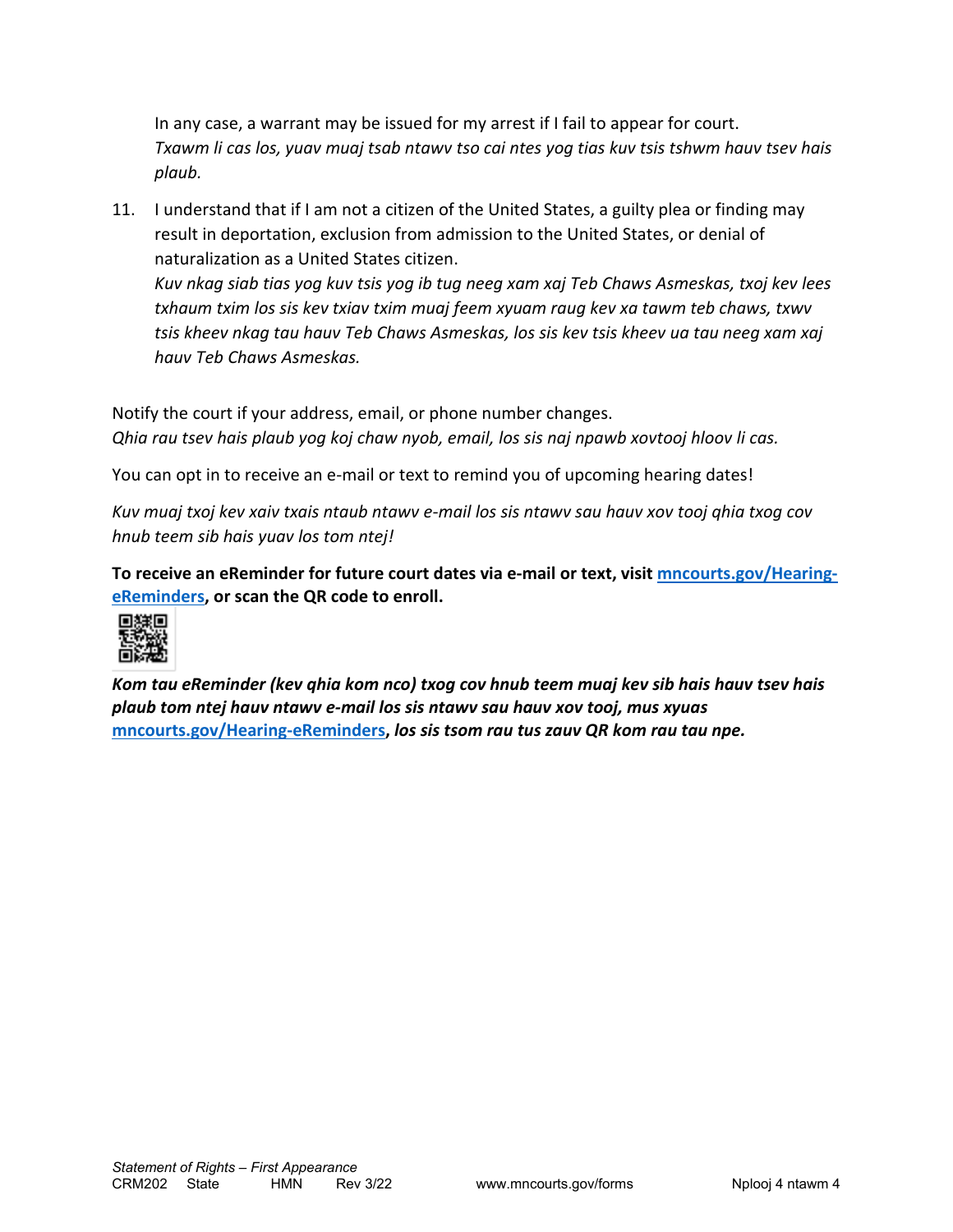In any case, a warrant may be issued for my arrest if I fail to appear for court.
*Txawm li cas los, yuav muaj tsab ntawv tso cai ntes yog tias kuv tsis tshwm hauv tsev hais plaub.*

11. I understand that if I am not a citizen of the United States, a guilty plea or finding may result in deportation, exclusion from admission to the United States, or denial of naturalization as a United States citizen.
*Kuv nkag siab tias yog kuv tsis yog ib tug neeg xam xaj Teb Chaws Asmeskas, txoj kev lees txhaum txim los sis kev txiav txim muaj feem xyuam raug kev xa tawm teb chaws, txwv tsis kheev nkag tau hauv Teb Chaws Asmeskas, los sis kev tsis kheev ua tau neeg xam xaj hauv Teb Chaws Asmeskas.*

Notify the court if your address, email, or phone number changes.
*Qhia rau tsev hais plaub yog koj chaw nyob, email, los sis naj npawb xovtooj hloov li cas.*

You can opt in to receive an e-mail or text to remind you of upcoming hearing dates!

*Kuv muaj txoj kev xaiv txais ntaub ntawv e-mail los sis ntawv sau hauv xov tooj qhia txog cov hnub teem sib hais yuav los tom ntej!*

**To receive an eReminder for future court dates via e-mail or text, visit mncourts.gov/Hearing-eReminders, or scan the QR code to enroll.**

***Kom tau eReminder (kev qhia kom nco) txog cov hnub teem muaj kev sib hais hauv tsev hais plaub tom ntej hauv ntawv e-mail los sis ntawv sau hauv xov tooj, mus xyuas mncourts.gov/Hearing-eReminders, los sis tsom rau tus zauv QR kom rau tau npe.***

Statement of Rights – First Appearance
CRM202 State HMN Rev 3/22 www.mncourts.gov/forms